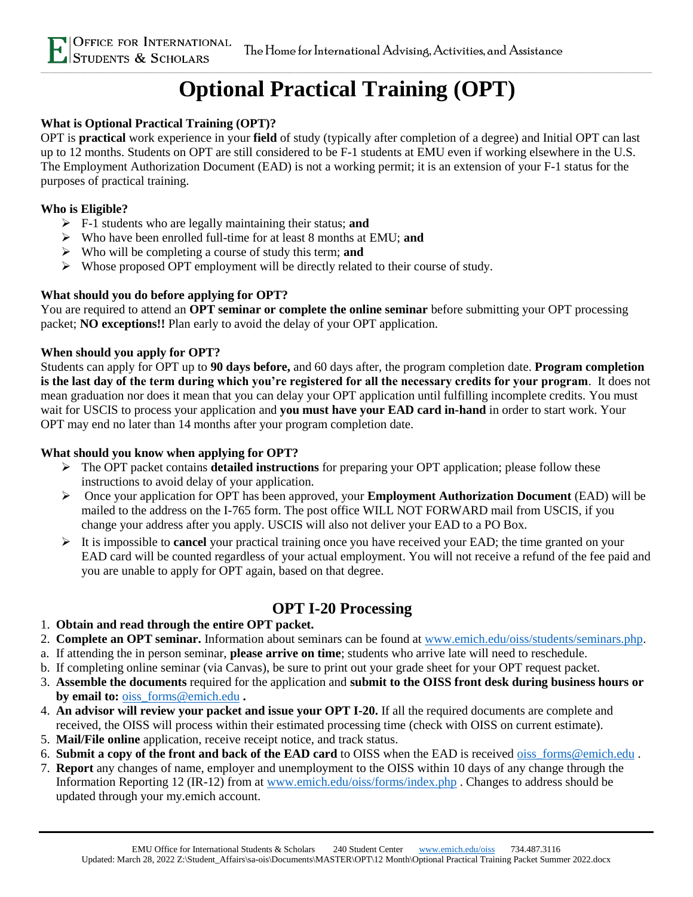# Optional Practical Training (OPT)

**What is Optional Practical Training (OPT)?**

OPT is **practical** work experience in your **field** of study (typically after completion of a degree) and Initial OPT can last up to 12 months. Students on OPT are still considered to be F-1 students at EMU even if working elsewhere in the U.S. The Employment Authorization Document (EAD) is not a working permit; it is an extension of your F-1 status for the purposes of practical training.

**Who is Eligible?**

- F-1 students who are legally maintaining their status; **and**
- Who have been enrolled full-time for at least 8 months at EMU; **and**
- Who will be completing a course of study this term; **and**
- Whose proposed OPT employment will be directly related to their course of study.

**What should you do before applying for OPT?**

You are required to attend an **OPT seminar or complete the online seminar** before submitting your OPT processing packet; **NO exceptions!!** Plan early to avoid the delay of your OPT application.

**When should you apply for OPT?**

Students can apply for OPT up to **90 days before,** and 60 days after, the program completion date. **Program completion is the last day of the term during which you're registered for all the necessary credits for your program**. It does not mean graduation nor does it mean that you can delay your OPT application until fulfilling incomplete credits. You must wait for USCIS to process your application and **you must have your EAD card in-hand** in order to start work. Your OPT may end no later than 14 months after your program completion date.

**What should you know when applying for OPT?**

- The OPT packet contains **detailed instructions** for preparing your OPT application; please follow these instructions to avoid delay of your application.
- Once your application for OPT has been approved, your **Employment Authorization Document** (EAD) will be mailed to the address on the I-765 form. The post office WILL NOT FORWARD mail from USCIS, if you change your address after you apply. USCIS will also not deliver your EAD to a PO Box.
- It is impossible to **cancel** your practical training once you have received your EAD; the time granted on your EAD card will be counted regardless of your actual employment. You will not receive a refund of the fee paid and you are unable to apply for OPT again, based on that degree.

## OPT I-20 Processing

1. **Obtain and read through the entire OPT packet.**
2. **Complete an OPT seminar.** Information about seminars can be found at www.emich.edu/oiss/students/seminars.php.
   a. If attending the in person seminar, **please arrive on time**; students who arrive late will need to reschedule.
   b. If completing online seminar (via Canvas), be sure to print out your grade sheet for your OPT request packet.
3. **Assemble the documents** required for the application and **submit to the OISS front desk during business hours or by email to:** oiss_forms@emich.edu **.**
4. **An advisor will review your packet and issue your OPT I-20.** If all the required documents are complete and received, the OISS will process within their estimated processing time (check with OISS on current estimate).
5. **Mail/File online** application, receive receipt notice, and track status.
6. **Submit a copy of the front and back of the EAD card** to OISS when the EAD is received oiss_forms@emich.edu .
7. **Report** any changes of name, employer and unemployment to the OISS within 10 days of any change through the Information Reporting 12 (IR-12) from at www.emich.edu/oiss/forms/index.php . Changes to address should be updated through your my.emich account.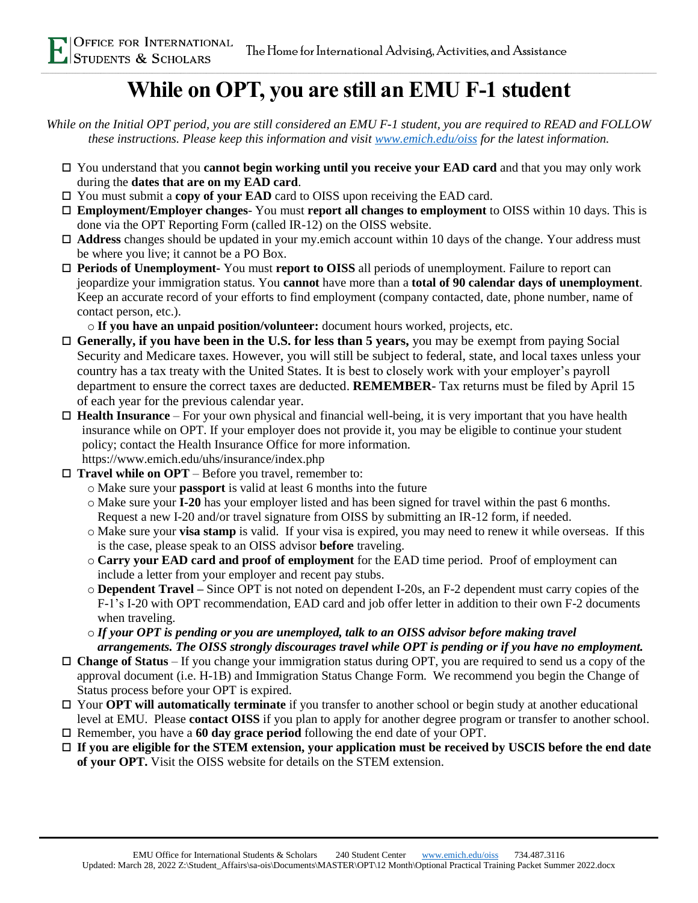# While on OPT, you are still an EMU F-1 student

*While on the Initial OPT period, you are still considered an EMU F-1 student, you are required to READ and FOLLOW these instructions. Please keep this information and visit [www.emich.edu/oiss](www.emich.edu/oiss) for the latest information.*

- ☐ You understand that you **cannot begin working until you receive your EAD card** and that you may only work during the **dates that are on my EAD card**.
- ☐ You must submit a **copy of your EAD** card to OISS upon receiving the EAD card.
- ☐ **Employment/Employer changes**- You must **report all changes to employment** to OISS within 10 days. This is done via the OPT Reporting Form (called IR-12) on the OISS website.
- ☐ **Address** changes should be updated in your my.emich account within 10 days of the change. Your address must be where you live; it cannot be a PO Box.
- ☐ **Periods of Unemployment**- You must **report to OISS** all periods of unemployment. Failure to report can jeopardize your immigration status. You **cannot** have more than a **total of 90 calendar days of unemployment**. Keep an accurate record of your efforts to find employment (company contacted, date, phone number, name of contact person, etc.).
  - **If you have an unpaid position/volunteer:** document hours worked, projects, etc.
- ☐ **Generally, if you have been in the U.S. for less than 5 years,** you may be exempt from paying Social Security and Medicare taxes. However, you will still be subject to federal, state, and local taxes unless your country has a tax treaty with the United States. It is best to closely work with your employer's payroll department to ensure the correct taxes are deducted. **REMEMBER**- Tax returns must be filed by April 15 of each year for the previous calendar year.
- ☐ **Health Insurance** – For your own physical and financial well-being, it is very important that you have health insurance while on OPT. If your employer does not provide it, you may be eligible to continue your student policy; contact the Health Insurance Office for more information. https://www.emich.edu/uhs/insurance/index.php
- ☐ **Travel while on OPT** – Before you travel, remember to:
  - Make sure your **passport** is valid at least 6 months into the future
  - Make sure your **I-20** has your employer listed and has been signed for travel within the past 6 months. Request a new I-20 and/or travel signature from OISS by submitting an IR-12 form, if needed.
  - Make sure your **visa stamp** is valid. If your visa is expired, you may need to renew it while overseas. If this is the case, please speak to an OISS advisor **before** traveling.
  - **Carry your EAD card and proof of employment** for the EAD time period. Proof of employment can include a letter from your employer and recent pay stubs.
  - **Dependent Travel –** Since OPT is not noted on dependent I-20s, an F-2 dependent must carry copies of the F-1's I-20 with OPT recommendation, EAD card and job offer letter in addition to their own F-2 documents when traveling.
  - ***If your OPT is pending or you are unemployed, talk to an OISS advisor before making travel arrangements. The OISS strongly discourages travel while OPT is pending or if you have no employment.***
- ☐ **Change of Status** – If you change your immigration status during OPT, you are required to send us a copy of the approval document (i.e. H-1B) and Immigration Status Change Form. We recommend you begin the Change of Status process before your OPT is expired.
- ☐ Your **OPT will automatically terminate** if you transfer to another school or begin study at another educational level at EMU. Please **contact OISS** if you plan to apply for another degree program or transfer to another school.
- ☐ Remember, you have a **60 day grace period** following the end date of your OPT.
- ☐ **If you are eligible for the STEM extension, your application must be received by USCIS before the end date of your OPT.** Visit the OISS website for details on the STEM extension.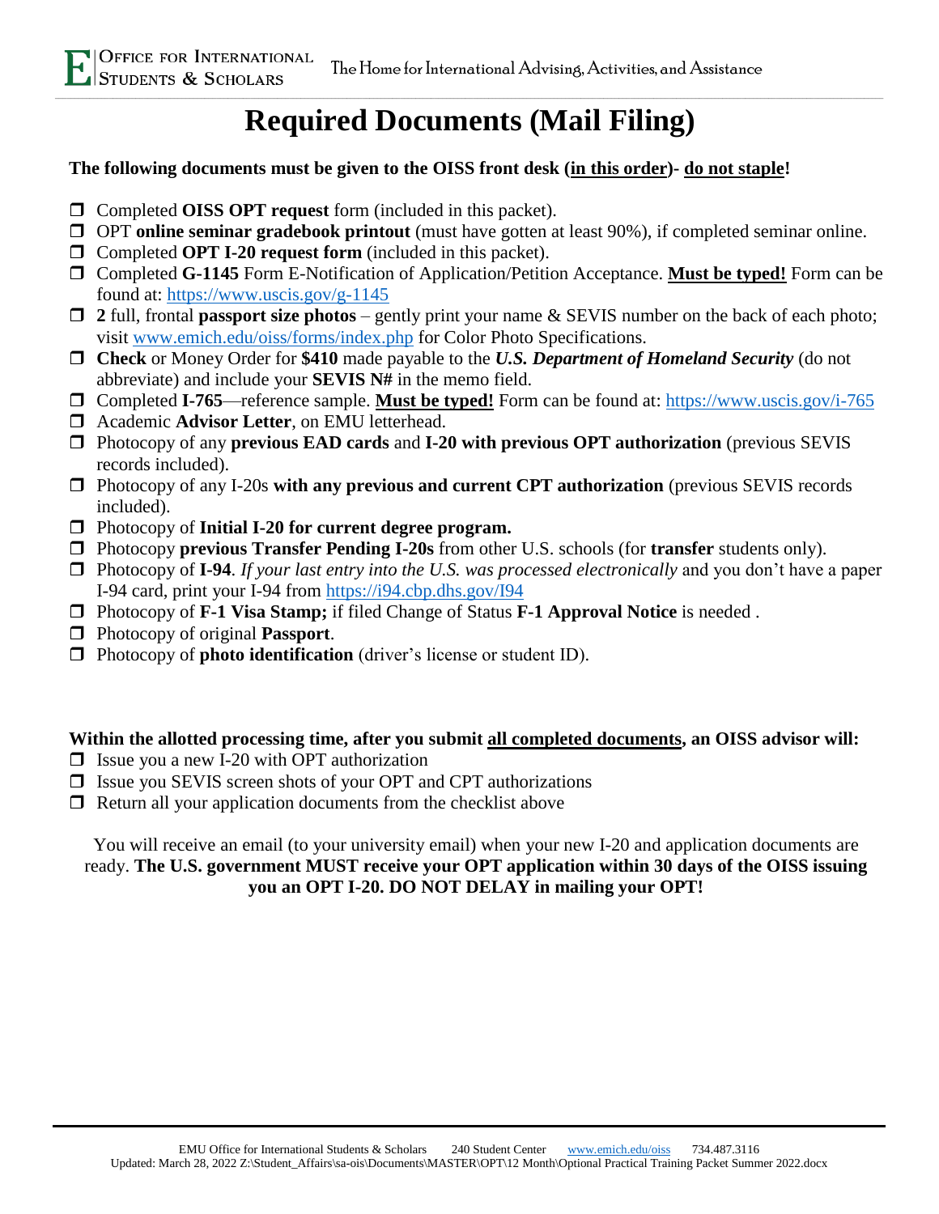# Required Documents (Mail Filing)

**The following documents must be given to the OISS front desk (<u>in this order</u>)- <u>do not staple</u>!**

- ❒ Completed **OISS OPT request** form (included in this packet).
- ❒ OPT **online seminar gradebook printout** (must have gotten at least 90%), if completed seminar online.
- ❒ Completed **OPT I-20 request form** (included in this packet).
- ❒ Completed **G-1145** Form E-Notification of Application/Petition Acceptance. **<u>Must be typed!</u>** Form can be found at: https://www.uscis.gov/g-1145
- ❒ **2** full, frontal **passport size photos** – gently print your name & SEVIS number on the back of each photo; visit www.emich.edu/oiss/forms/index.php for Color Photo Specifications.
- ❒ **Check** or Money Order for **$410** made payable to the ***U.S. Department of Homeland Security*** (do not abbreviate) and include your **SEVIS N#** in the memo field.
- ❒ Completed **I-765**—reference sample. **<u>Must be typed!</u>** Form can be found at: https://www.uscis.gov/i-765
- ❒ Academic **Advisor Letter**, on EMU letterhead.
- ❒ Photocopy of any **previous EAD cards** and **I-20 with previous OPT authorization** (previous SEVIS records included).
- ❒ Photocopy of any I-20s **with any previous and current CPT authorization** (previous SEVIS records included).
- ❒ Photocopy of **Initial I-20 for current degree program.**
- ❒ Photocopy **previous Transfer Pending I-20s** from other U.S. schools (for **transfer** students only).
- ❒ Photocopy of **I-94**. *If your last entry into the U.S. was processed electronically* and you don't have a paper I-94 card, print your I-94 from https://i94.cbp.dhs.gov/I94
- ❒ Photocopy of **F-1 Visa Stamp;** if filed Change of Status **F-1 Approval Notice** is needed .
- ❒ Photocopy of original **Passport**.
- ❒ Photocopy of **photo identification** (driver's license or student ID).

**Within the allotted processing time, after you submit <u>all completed documents</u>, an OISS advisor will:**

- ❒ Issue you a new I-20 with OPT authorization
- ❒ Issue you SEVIS screen shots of your OPT and CPT authorizations
- ❒ Return all your application documents from the checklist above

You will receive an email (to your university email) when your new I-20 and application documents are ready. **The U.S. government MUST receive your OPT application within 30 days of the OISS issuing you an OPT I-20. DO NOT DELAY in mailing your OPT!**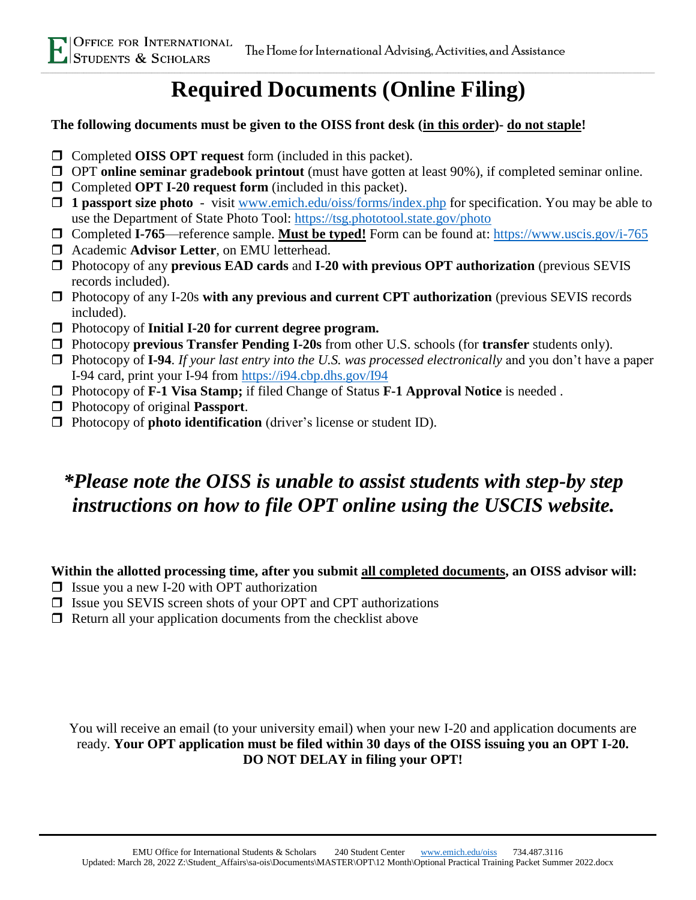# Required Documents (Online Filing)

**The following documents must be given to the OISS front desk (in this order)- do not staple!**

- ☐ Completed **OISS OPT request** form (included in this packet).
- ☐ OPT **online seminar gradebook printout** (must have gotten at least 90%), if completed seminar online.
- ☐ Completed **OPT I-20 request form** (included in this packet).
- ☐ **1 passport size photo** - visit www.emich.edu/oiss/forms/index.php for specification. You may be able to use the Department of State Photo Tool: https://tsg.phototool.state.gov/photo
- ☐ Completed **I-765**—reference sample. **Must be typed!** Form can be found at: https://www.uscis.gov/i-765
- ☐ Academic **Advisor Letter**, on EMU letterhead.
- ☐ Photocopy of any **previous EAD cards** and **I-20 with previous OPT authorization** (previous SEVIS records included).
- ☐ Photocopy of any I-20s **with any previous and current CPT authorization** (previous SEVIS records included).
- ☐ Photocopy of **Initial I-20 for current degree program.**
- ☐ Photocopy **previous Transfer Pending I-20s** from other U.S. schools (for **transfer** students only).
- ☐ Photocopy of **I-94**. *If your last entry into the U.S. was processed electronically* and you don't have a paper I-94 card, print your I-94 from https://i94.cbp.dhs.gov/I94
- ☐ Photocopy of **F-1 Visa Stamp;** if filed Change of Status **F-1 Approval Notice** is needed .
- ☐ Photocopy of original **Passport**.
- ☐ Photocopy of **photo identification** (driver's license or student ID).

## *\*Please note the OISS is unable to assist students with step-by step instructions on how to file OPT online using the USCIS website.*

**Within the allotted processing time, after you submit all completed documents, an OISS advisor will:**

- ☐ Issue you a new I-20 with OPT authorization
- ☐ Issue you SEVIS screen shots of your OPT and CPT authorizations
- ☐ Return all your application documents from the checklist above

You will receive an email (to your university email) when your new I-20 and application documents are ready. **Your OPT application must be filed within 30 days of the OISS issuing you an OPT I-20. DO NOT DELAY in filing your OPT!**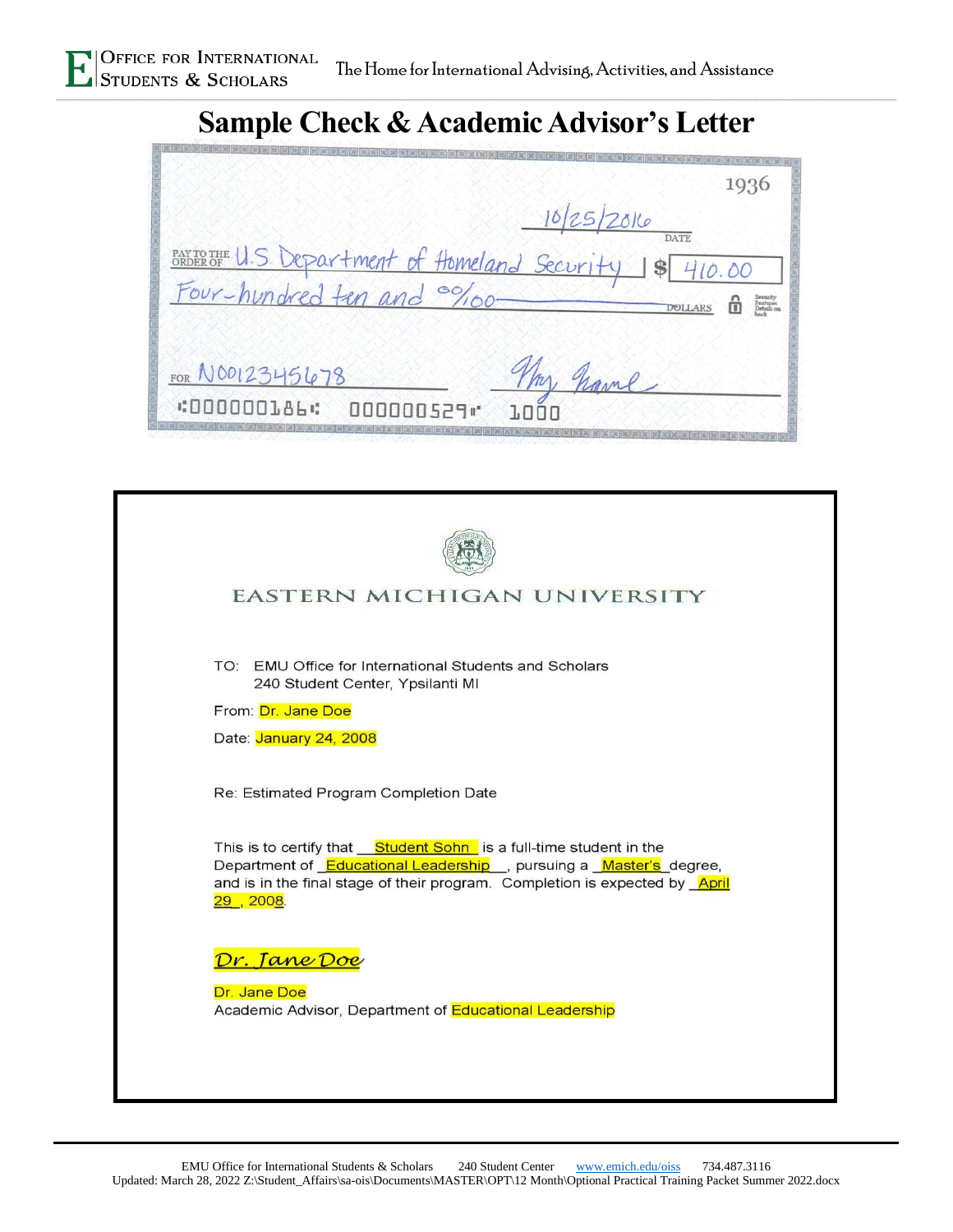# Sample Check & Academic Advisor's Letter

1936

10/25/2016
DATE

PAY TO THE ORDER OF U.S. Department of Homeland Security $ 410.00

Four-hundred ten and 00/100 DOLLARS

FOR N00123456 78

⑆000000186⑆ 000000529⑈ 1000

EASTERN MICHIGAN UNIVERSITY

TO: EMU Office for International Students and Scholars
240 Student Center, Ypsilanti MI

From: Dr. Jane Doe

Date: January 24, 2008

Re: Estimated Program Completion Date

This is to certify that __Student Sohn__ is a full-time student in the Department of _Educational Leadership__, pursuing a _Master's_ degree, and is in the final stage of their program. Completion is expected by _April 29_, 2008.

*Dr. Jane Doe*

Dr. Jane Doe
Academic Advisor, Department of Educational Leadership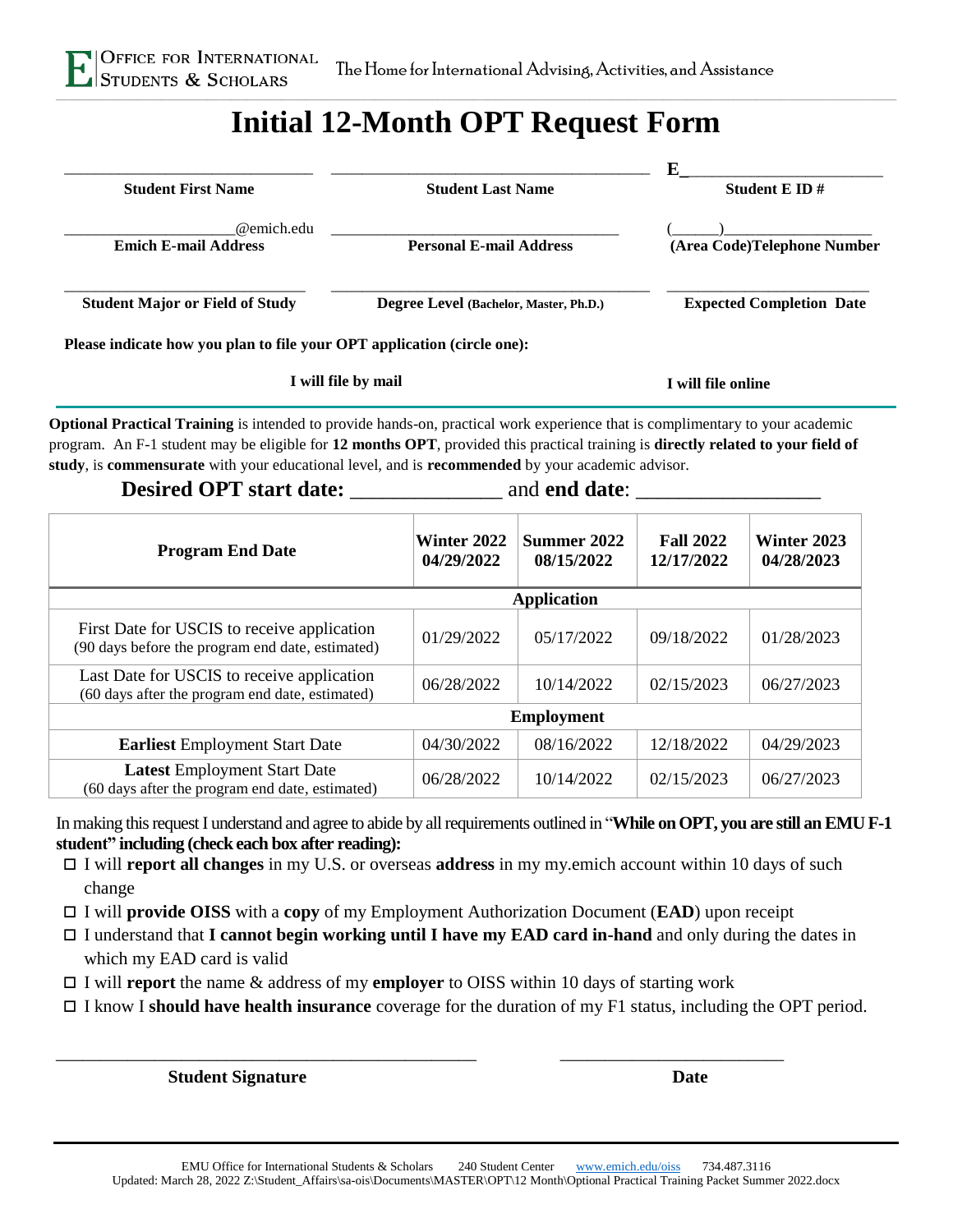OFFICE FOR INTERNATIONAL STUDENTS & SCHOLARS — The Home for International Advising, Activities, and Assistance

# Initial 12-Month OPT Request Form

| ______________________ | ______________________ | E______________________ |
|---|---|---|
| **Student First Name** | **Student Last Name** | **Student E ID #** |
| ______________@emich.edu | ______________________ | (_____)______________ |
| **Emich E-mail Address** | **Personal E-mail Address** | **(Area Code)Telephone Number** |
| ______________________ | ______________________ | ______________________ |
| **Student Major or Field of Study** | **Degree Level** (Bachelor, Master, Ph.D.) | **Expected Completion Date** |

**Please indicate how you plan to file your OPT application (circle one):**

**I will file by mail** **I will file online**

**Optional Practical Training** is intended to provide hands-on, practical work experience that is complimentary to your academic program. An F-1 student may be eligible for **12 months OPT**, provided this practical training is **directly related to your field of study**, is **commensurate** with your educational level, and is **recommended** by your academic advisor.

**Desired OPT start date:** ______________ and **end date**: ________________

| **Program End Date** | **Winter 2022 04/29/2022** | **Summer 2022 08/15/2022** | **Fall 2022 12/17/2022** | **Winter 2023 04/28/2023** |
|---|---|---|---|---|
| **Application** | | | | |
| First Date for USCIS to receive application (90 days before the program end date, estimated) | 01/29/2022 | 05/17/2022 | 09/18/2022 | 01/28/2023 |
| Last Date for USCIS to receive application (60 days after the program end date, estimated) | 06/28/2022 | 10/14/2022 | 02/15/2023 | 06/27/2023 |
| **Employment** | | | | |
| **Earliest** Employment Start Date | 04/30/2022 | 08/16/2022 | 12/18/2022 | 04/29/2023 |
| **Latest** Employment Start Date (60 days after the program end date, estimated) | 06/28/2022 | 10/14/2022 | 02/15/2023 | 06/27/2023 |

In making this request I understand and agree to abide by all requirements outlined in "**While on OPT, you are still an EMU F-1 student" including (check each box after reading):**

- ☐ I will **report all changes** in my U.S. or overseas **address** in my my.emich account within 10 days of such change
- ☐ I will **provide OISS** with a **copy** of my Employment Authorization Document (**EAD**) upon receipt
- ☐ I understand that **I cannot begin working until I have my EAD card in-hand** and only during the dates in which my EAD card is valid
- ☐ I will **report** the name & address of my **employer** to OISS within 10 days of starting work
- ☐ I know I **should have health insurance** coverage for the duration of my F1 status, including the OPT period.

_______________________________________ ______________________

**Student Signature** **Date**

EMU Office for International Students & Scholars 240 Student Center www.emich.edu/oiss 734.487.3116
Updated: March 28, 2022 Z:\Student_Affairs\sa-ois\Documents\MASTER\OPT\12 Month\Optional Practical Training Packet Summer 2022.docx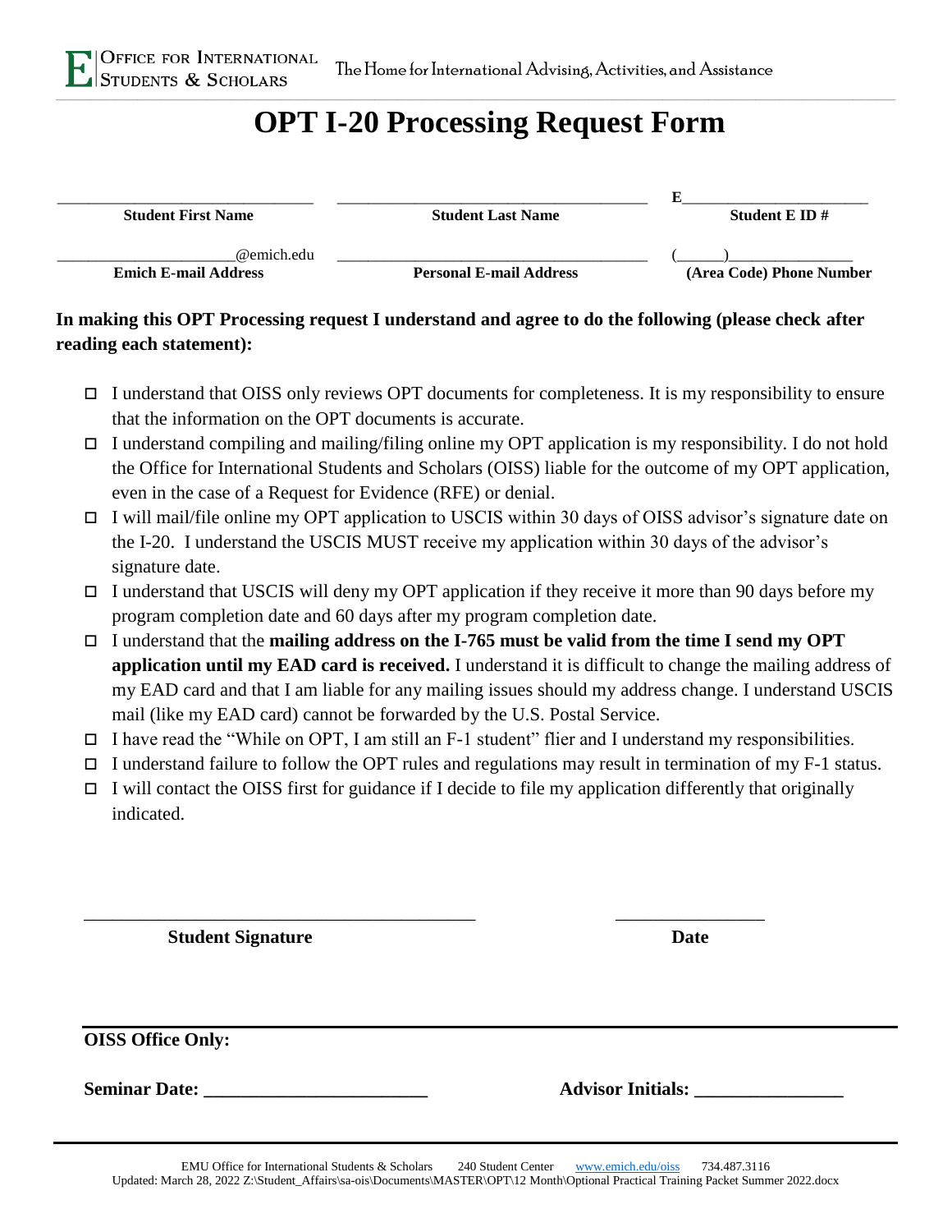OFFICE FOR INTERNATIONAL STUDENTS & SCHOLARS — The Home for International Advising, Activities, and Assistance

# OPT I-20 Processing Request Form

| | | |
|---|---|---|
| _____________________________ | _____________________________ | E______________________ |
| **Student First Name** | **Student Last Name** | **Student E ID #** |
| ____________________@emich.edu | _____________________________ | (______)_______________ |
| **Emich E-mail Address** | **Personal E-mail Address** | **(Area Code) Phone Number** |

**In making this OPT Processing request I understand and agree to do the following (please check after reading each statement):**

- ◻ I understand that OISS only reviews OPT documents for completeness. It is my responsibility to ensure that the information on the OPT documents is accurate.
- ◻ I understand compiling and mailing/filing online my OPT application is my responsibility. I do not hold the Office for International Students and Scholars (OISS) liable for the outcome of my OPT application, even in the case of a Request for Evidence (RFE) or denial.
- ◻ I will mail/file online my OPT application to USCIS within 30 days of OISS advisor's signature date on the I-20. I understand the USCIS MUST receive my application within 30 days of the advisor's signature date.
- ◻ I understand that USCIS will deny my OPT application if they receive it more than 90 days before my program completion date and 60 days after my program completion date.
- ◻ I understand that the **mailing address on the I-765 must be valid from the time I send my OPT application until my EAD card is received.** I understand it is difficult to change the mailing address of my EAD card and that I am liable for any mailing issues should my address change. I understand USCIS mail (like my EAD card) cannot be forwarded by the U.S. Postal Service.
- ◻ I have read the "While on OPT, I am still an F-1 student" flier and I understand my responsibilities.
- ◻ I understand failure to follow the OPT rules and regulations may result in termination of my F-1 status.
- ◻ I will contact the OISS first for guidance if I decide to file my application differently that originally indicated.

_________________________________________ ________________

**Student Signature** **Date**

---

**OISS Office Only:**

**Seminar Date: _______________________** **Advisor Initials: _______________**

---

EMU Office for International Students & Scholars 240 Student Center www.emich.edu/oiss 734.487.3116
Updated: March 28, 2022 Z:\Student_Affairs\sa-ois\Documents\MASTER\OPT\12 Month\Optional Practical Training Packet Summer 2022.docx